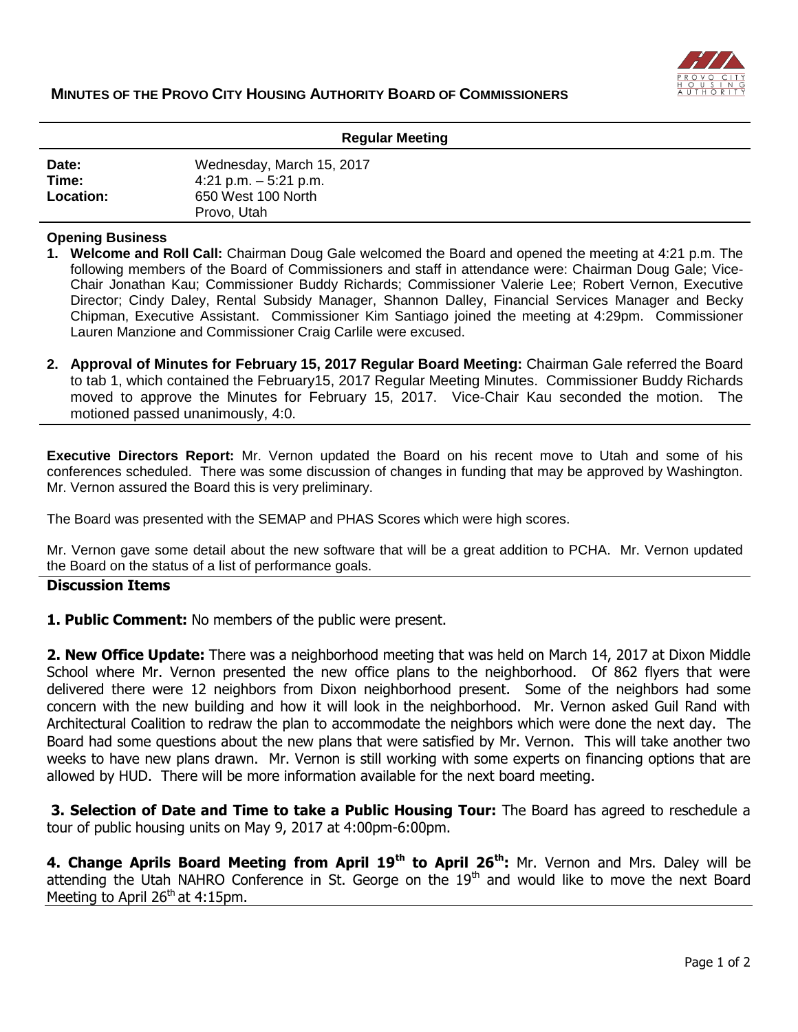# MINUTES OF THE PROVO CITY HOUSING AUTHORITY BOARD OF COMMISSIONERS

**Regular Meeting**

| | |
|---|---|
| **Date:** | Wednesday, March 15, 2017 |
| **Time:** | 4:21 p.m. – 5:21 p.m. |
| **Location:** | 650 West 100 North<br>Provo, Utah |

**Opening Business**

1. **Welcome and Roll Call:** Chairman Doug Gale welcomed the Board and opened the meeting at 4:21 p.m. The following members of the Board of Commissioners and staff in attendance were: Chairman Doug Gale; Vice-Chair Jonathan Kau; Commissioner Buddy Richards; Commissioner Valerie Lee; Robert Vernon, Executive Director; Cindy Daley, Rental Subsidy Manager, Shannon Dalley, Financial Services Manager and Becky Chipman, Executive Assistant. Commissioner Kim Santiago joined the meeting at 4:29pm. Commissioner Lauren Manzione and Commissioner Craig Carlile were excused.

2. **Approval of Minutes for February 15, 2017 Regular Board Meeting:** Chairman Gale referred the Board to tab 1, which contained the February15, 2017 Regular Meeting Minutes. Commissioner Buddy Richards moved to approve the Minutes for February 15, 2017. Vice-Chair Kau seconded the motion. The motioned passed unanimously, 4:0.

**Executive Directors Report:** Mr. Vernon updated the Board on his recent move to Utah and some of his conferences scheduled. There was some discussion of changes in funding that may be approved by Washington. Mr. Vernon assured the Board this is very preliminary.

The Board was presented with the SEMAP and PHAS Scores which were high scores.

Mr. Vernon gave some detail about the new software that will be a great addition to PCHA. Mr. Vernon updated the Board on the status of a list of performance goals.

**Discussion Items**

**1. Public Comment:** No members of the public were present.

**2. New Office Update:** There was a neighborhood meeting that was held on March 14, 2017 at Dixon Middle School where Mr. Vernon presented the new office plans to the neighborhood. Of 862 flyers that were delivered there were 12 neighbors from Dixon neighborhood present. Some of the neighbors had some concern with the new building and how it will look in the neighborhood. Mr. Vernon asked Guil Rand with Architectural Coalition to redraw the plan to accommodate the neighbors which were done the next day. The Board had some questions about the new plans that were satisfied by Mr. Vernon. This will take another two weeks to have new plans drawn. Mr. Vernon is still working with some experts on financing options that are allowed by HUD. There will be more information available for the next board meeting.

**3. Selection of Date and Time to take a Public Housing Tour:** The Board has agreed to reschedule a tour of public housing units on May 9, 2017 at 4:00pm-6:00pm.

**4. Change Aprils Board Meeting from April 19th to April 26th:** Mr. Vernon and Mrs. Daley will be attending the Utah NAHRO Conference in St. George on the 19th and would like to move the next Board Meeting to April 26th at 4:15pm.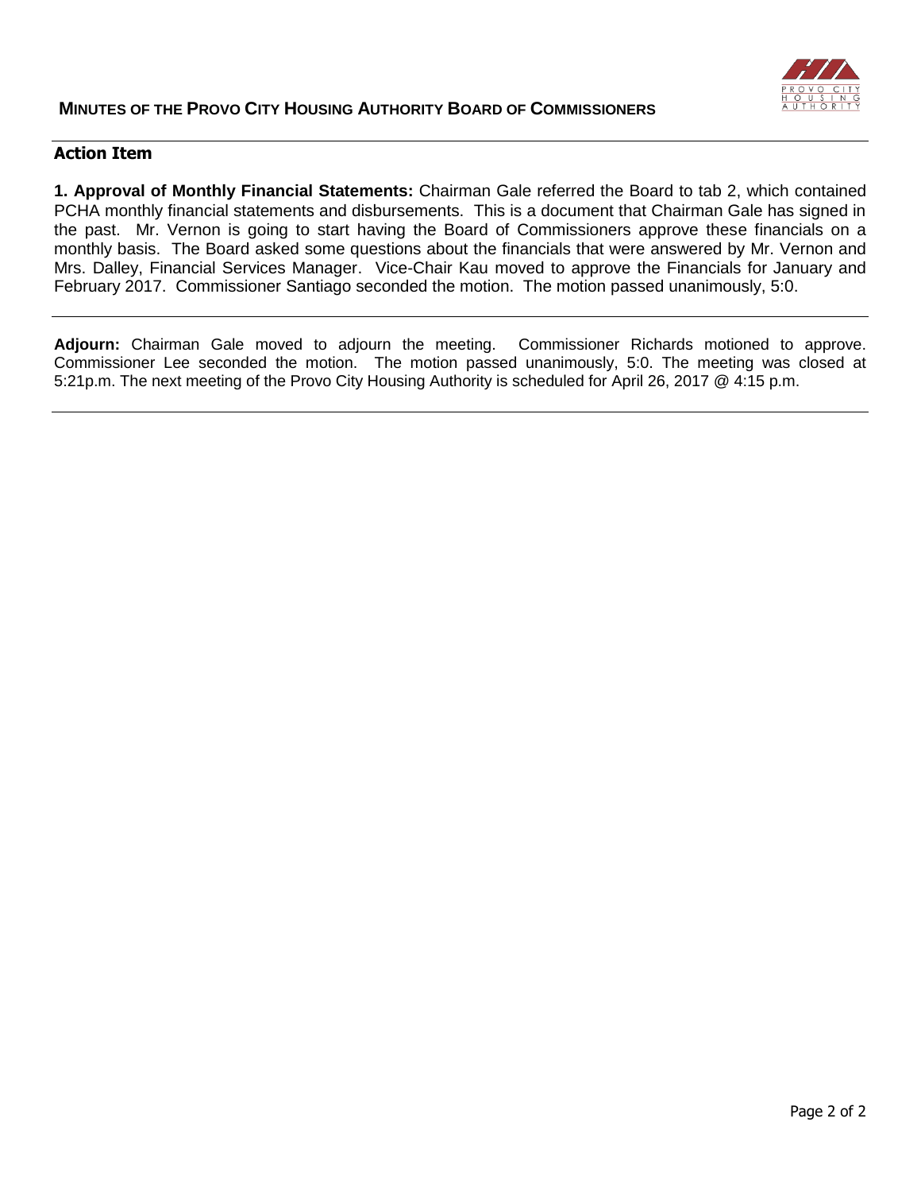## Action Item

**1. Approval of Monthly Financial Statements:** Chairman Gale referred the Board to tab 2, which contained PCHA monthly financial statements and disbursements. This is a document that Chairman Gale has signed in the past. Mr. Vernon is going to start having the Board of Commissioners approve these financials on a monthly basis. The Board asked some questions about the financials that were answered by Mr. Vernon and Mrs. Dalley, Financial Services Manager. Vice-Chair Kau moved to approve the Financials for January and February 2017. Commissioner Santiago seconded the motion. The motion passed unanimously, 5:0.

---

**Adjourn:** Chairman Gale moved to adjourn the meeting. Commissioner Richards motioned to approve. Commissioner Lee seconded the motion. The motion passed unanimously, 5:0. The meeting was closed at 5:21p.m. The next meeting of the Provo City Housing Authority is scheduled for April 26, 2017 @ 4:15 p.m.